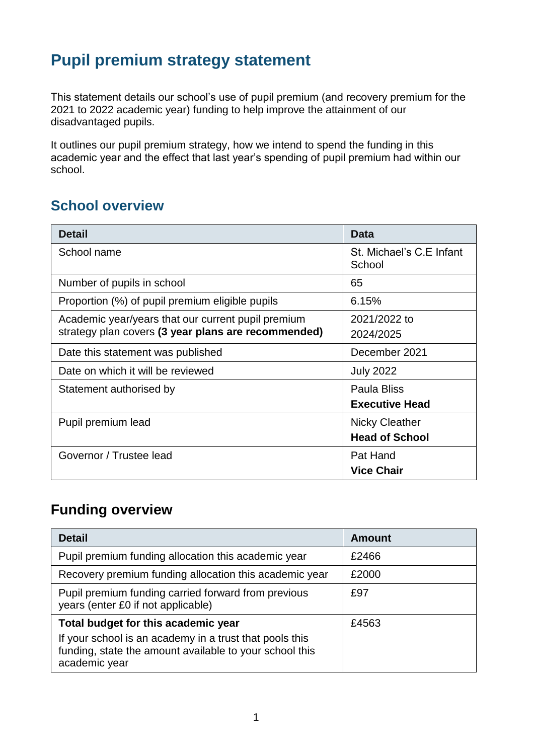# Pupil premium strategy statement

This statement details our school's use of pupil premium (and recovery premium for the 2021 to 2022 academic year) funding to help improve the attainment of our disadvantaged pupils.

It outlines our pupil premium strategy, how we intend to spend the funding in this academic year and the effect that last year's spending of pupil premium had within our school.

## School overview

| Detail | Data |
|---|---|
| School name | St. Michael's C.E Infant School |
| Number of pupils in school | 65 |
| Proportion (%) of pupil premium eligible pupils | 6.15% |
| Academic year/years that our current pupil premium strategy plan covers **(3 year plans are recommended)** | 2021/2022 to 2024/2025 |
| Date this statement was published | December 2021 |
| Date on which it will be reviewed | July 2022 |
| Statement authorised by | Paula Bliss **Executive Head** |
| Pupil premium lead | Nicky Cleather **Head of School** |
| Governor / Trustee lead | Pat Hand **Vice Chair** |

## Funding overview

| Detail | Amount |
|---|---|
| Pupil premium funding allocation this academic year | £2466 |
| Recovery premium funding allocation this academic year | £2000 |
| Pupil premium funding carried forward from previous years (enter £0 if not applicable) | £97 |
| **Total budget for this academic year** If your school is an academy in a trust that pools this funding, state the amount available to your school this academic year | £4563 |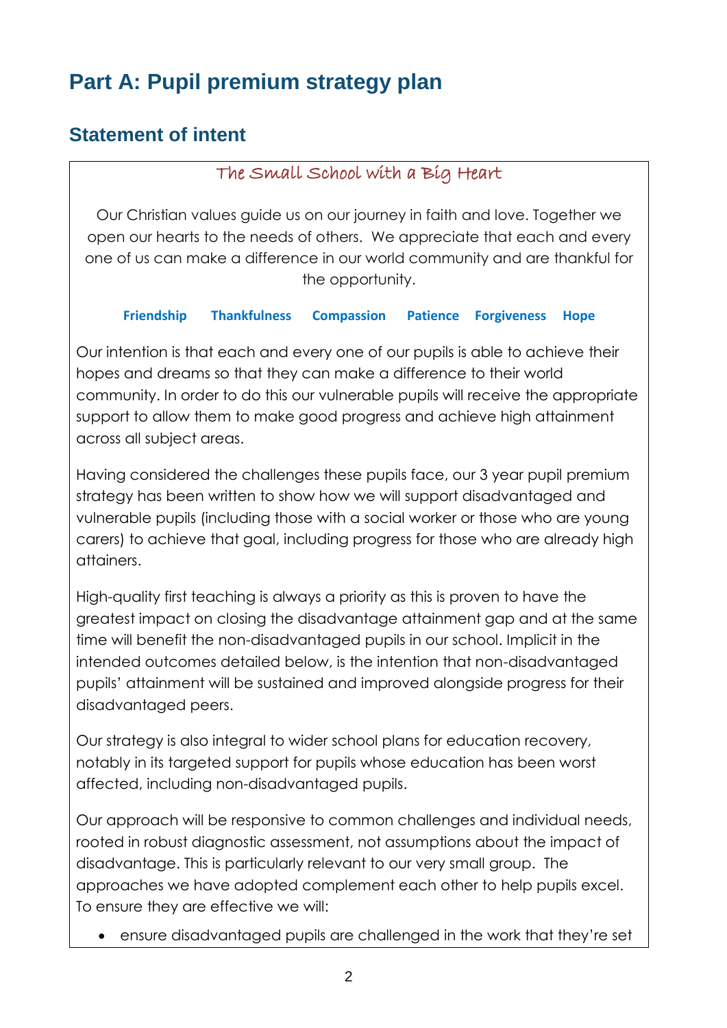# Part A: Pupil premium strategy plan

## Statement of intent

The Small School with a Big Heart

Our Christian values guide us on our journey in faith and love. Together we open our hearts to the needs of others. We appreciate that each and every one of us can make a difference in our world community and are thankful for the opportunity.

**Friendship** **Thankfulness** **Compassion** **Patience** **Forgiveness** **Hope**

Our intention is that each and every one of our pupils is able to achieve their hopes and dreams so that they can make a difference to their world community. In order to do this our vulnerable pupils will receive the appropriate support to allow them to make good progress and achieve high attainment across all subject areas.

Having considered the challenges these pupils face, our 3 year pupil premium strategy has been written to show how we will support disadvantaged and vulnerable pupils (including those with a social worker or those who are young carers) to achieve that goal, including progress for those who are already high attainers.

High-quality first teaching is always a priority as this is proven to have the greatest impact on closing the disadvantage attainment gap and at the same time will benefit the non-disadvantaged pupils in our school. Implicit in the intended outcomes detailed below, is the intention that non-disadvantaged pupils' attainment will be sustained and improved alongside progress for their disadvantaged peers.

Our strategy is also integral to wider school plans for education recovery, notably in its targeted support for pupils whose education has been worst affected, including non-disadvantaged pupils.

Our approach will be responsive to common challenges and individual needs, rooted in robust diagnostic assessment, not assumptions about the impact of disadvantage. This is particularly relevant to our very small group. The approaches we have adopted complement each other to help pupils excel. To ensure they are effective we will:

- ensure disadvantaged pupils are challenged in the work that they're set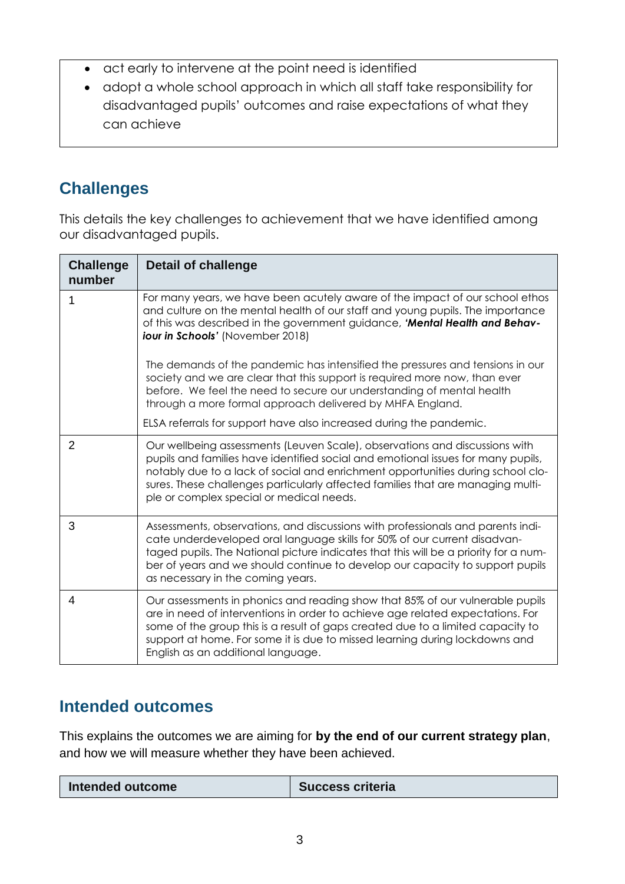- act early to intervene at the point need is identified
- adopt a whole school approach in which all staff take responsibility for disadvantaged pupils' outcomes and raise expectations of what they can achieve

## Challenges

This details the key challenges to achievement that we have identified among our disadvantaged pupils.

| Challenge number | Detail of challenge |
|---|---|
| 1 | For many years, we have been acutely aware of the impact of our school ethos and culture on the mental health of our staff and young pupils. The importance of this was described in the government guidance, ***'Mental Health and Behaviour in Schools'*** (November 2018)<br><br>The demands of the pandemic has intensified the pressures and tensions in our society and we are clear that this support is required more now, than ever before. We feel the need to secure our understanding of mental health through a more formal approach delivered by MHFA England.<br><br>ELSA referrals for support have also increased during the pandemic. |
| 2 | Our wellbeing assessments (Leuven Scale), observations and discussions with pupils and families have identified social and emotional issues for many pupils, notably due to a lack of social and enrichment opportunities during school closures. These challenges particularly affected families that are managing multiple or complex special or medical needs. |
| 3 | Assessments, observations, and discussions with professionals and parents indicate underdeveloped oral language skills for 50% of our current disadvantaged pupils. The National picture indicates that this will be a priority for a number of years and we should continue to develop our capacity to support pupils as necessary in the coming years. |
| 4 | Our assessments in phonics and reading show that 85% of our vulnerable pupils are in need of interventions in order to achieve age related expectations. For some of the group this is a result of gaps created due to a limited capacity to support at home. For some it is due to missed learning during lockdowns and English as an additional language. |

## Intended outcomes

This explains the outcomes we are aiming for **by the end of our current strategy plan**, and how we will measure whether they have been achieved.

| Intended outcome | Success criteria |
|---|---|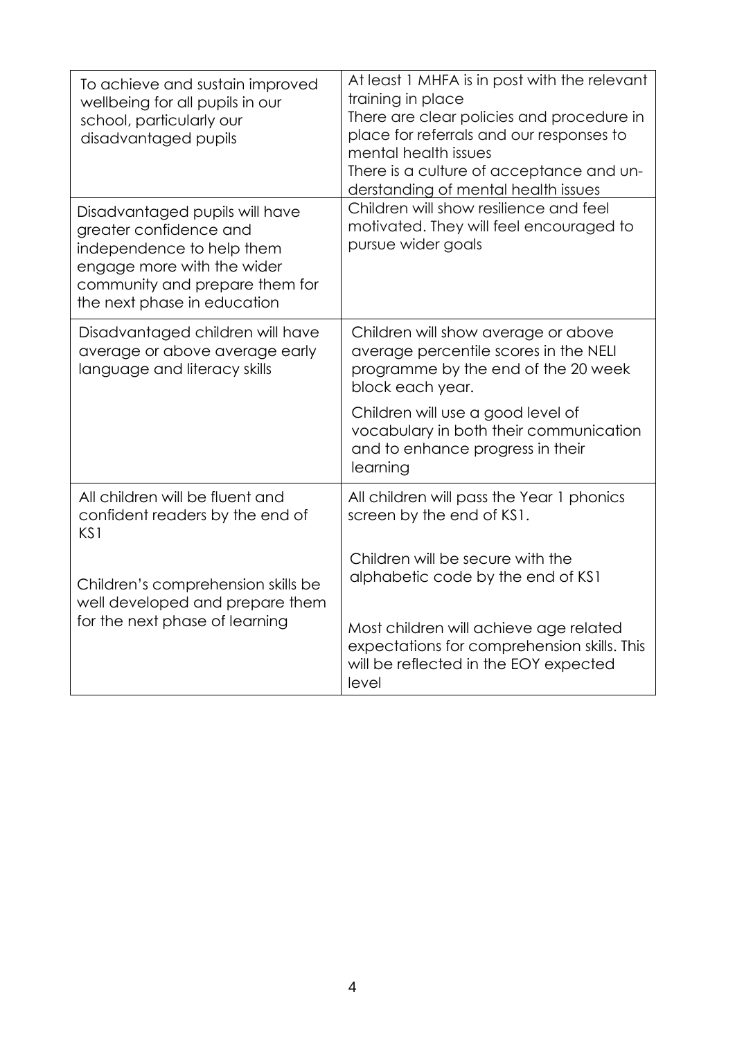| | |
|---|---|
| To achieve and sustain improved wellbeing for all pupils in our school, particularly our disadvantaged pupils | At least 1 MHFA is in post with the relevant training in place<br>There are clear policies and procedure in place for referrals and our responses to mental health issues<br>There is a culture of acceptance and understanding of mental health issues |
| Disadvantaged pupils will have greater confidence and independence to help them engage more with the wider community and prepare them for the next phase in education | Children will show resilience and feel motivated. They will feel encouraged to pursue wider goals |
| Disadvantaged children will have average or above average early language and literacy skills | Children will show average or above average percentile scores in the NELI programme by the end of the 20 week block each year.<br><br>Children will use a good level of vocabulary in both their communication and to enhance progress in their learning |
| All children will be fluent and confident readers by the end of KS1<br><br>Children's comprehension skills be well developed and prepare them for the next phase of learning | All children will pass the Year 1 phonics screen by the end of KS1.<br><br>Children will be secure with the alphabetic code by the end of KS1<br><br>Most children will achieve age related expectations for comprehension skills. This will be reflected in the EOY expected level |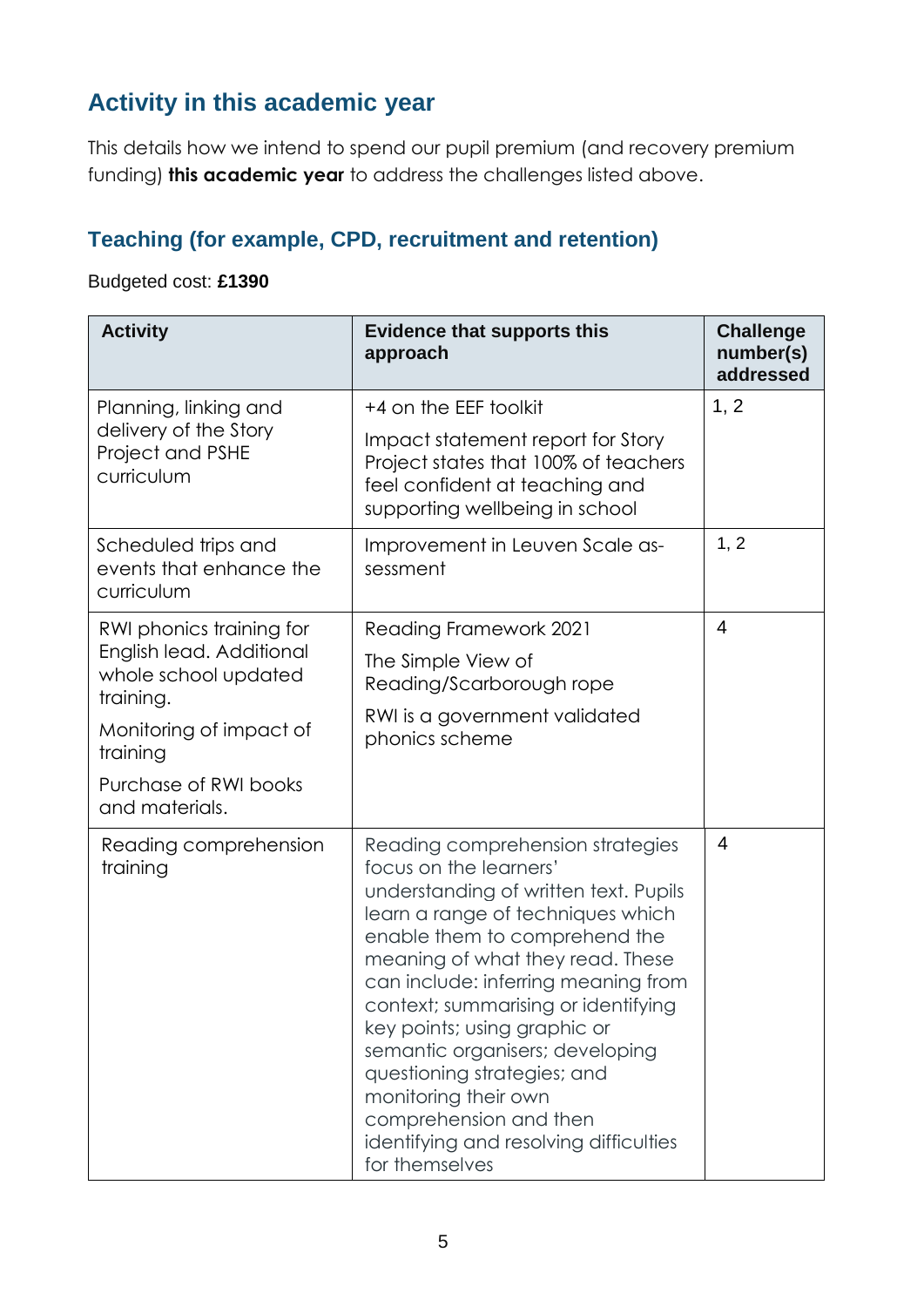## Activity in this academic year

This details how we intend to spend our pupil premium (and recovery premium funding) **this academic year** to address the challenges listed above.

### Teaching (for example, CPD, recruitment and retention)

Budgeted cost: **£1390**

| Activity | Evidence that supports this approach | Challenge number(s) addressed |
|---|---|---|
| Planning, linking and delivery of the Story Project and PSHE curriculum | +4 on the EEF toolkit<br><br>Impact statement report for Story Project states that 100% of teachers feel confident at teaching and supporting wellbeing in school | 1, 2 |
| Scheduled trips and events that enhance the curriculum | Improvement in Leuven Scale assessment | 1, 2 |
| RWI phonics training for English lead. Additional whole school updated training.<br><br>Monitoring of impact of training<br><br>Purchase of RWI books and materials. | Reading Framework 2021<br><br>The Simple View of Reading/Scarborough rope<br><br>RWI is a government validated phonics scheme | 4 |
| Reading comprehension training | Reading comprehension strategies focus on the learners' understanding of written text. Pupils learn a range of techniques which enable them to comprehend the meaning of what they read. These can include: inferring meaning from context; summarising or identifying key points; using graphic or semantic organisers; developing questioning strategies; and monitoring their own comprehension and then identifying and resolving difficulties for themselves | 4 |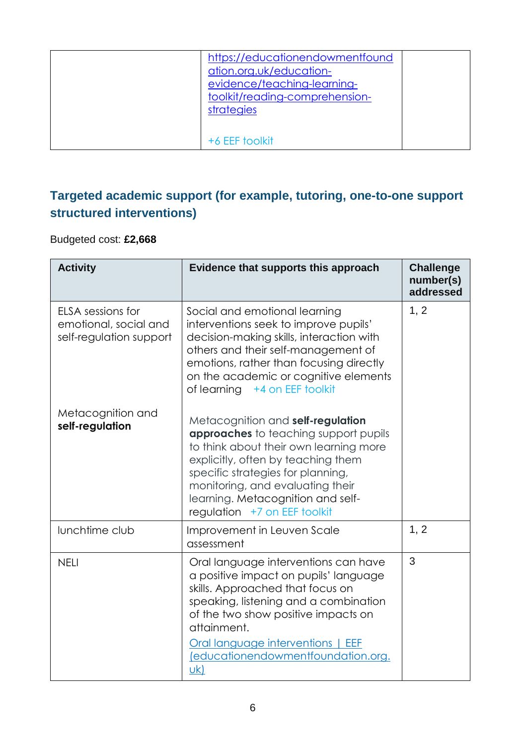| | | |
|---|---|---|
| | https://educationendowmentfoundation.org.uk/education-evidence/teaching-learning-toolkit/reading-comprehension-strategies<br><br>+6 EEF toolkit | |

## Targeted academic support (for example, tutoring, one-to-one support structured interventions)

Budgeted cost: **£2,668**

| Activity | Evidence that supports this approach | Challenge number(s) addressed |
|---|---|---|
| ELSA sessions for emotional, social and self-regulation support<br><br>Metacognition and **self-regulation** | Social and emotional learning interventions seek to improve pupils' decision-making skills, interaction with others and their self-management of emotions, rather than focusing directly on the academic or cognitive elements of learning +4 on EEF toolkit<br><br>Metacognition and **self-regulation approaches** to teaching support pupils to think about their own learning more explicitly, often by teaching them specific strategies for planning, monitoring, and evaluating their learning. Metacognition and self-regulation +7 on EEF toolkit | 1, 2 |
| lunchtime club | Improvement in Leuven Scale assessment | 1, 2 |
| NELI | Oral language interventions can have a positive impact on pupils' language skills. Approached that focus on speaking, listening and a combination of the two show positive impacts on attainment.<br><br>Oral language interventions \| EEF (educationendowmentfoundation.org.uk) | 3 |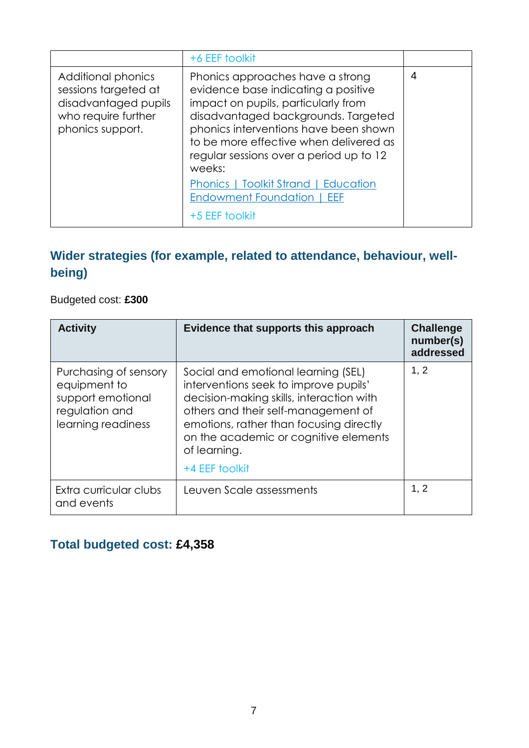| | | |
|---|---|---|
| | +6 EEF toolkit | |
| Additional phonics sessions targeted at disadvantaged pupils who require further phonics support. | Phonics approaches have a strong evidence base indicating a positive impact on pupils, particularly from disadvantaged backgrounds. Targeted phonics interventions have been shown to be more effective when delivered as regular sessions over a period up to 12 weeks:<br>Phonics \| Toolkit Strand \| Education Endowment Foundation \| EEF<br>+5 EEF toolkit | 4 |

## Wider strategies (for example, related to attendance, behaviour, well-being)

Budgeted cost: **£300**

| Activity | Evidence that supports this approach | Challenge number(s) addressed |
|---|---|---|
| Purchasing of sensory equipment to support emotional regulation and learning readiness | Social and emotional learning (SEL) interventions seek to improve pupils' decision-making skills, interaction with others and their self-management of emotions, rather than focusing directly on the academic or cognitive elements of learning.<br>+4 EEF toolkit | 1, 2 |
| Extra curricular clubs and events | Leuven Scale assessments | 1, 2 |

## Total budgeted cost: £4,358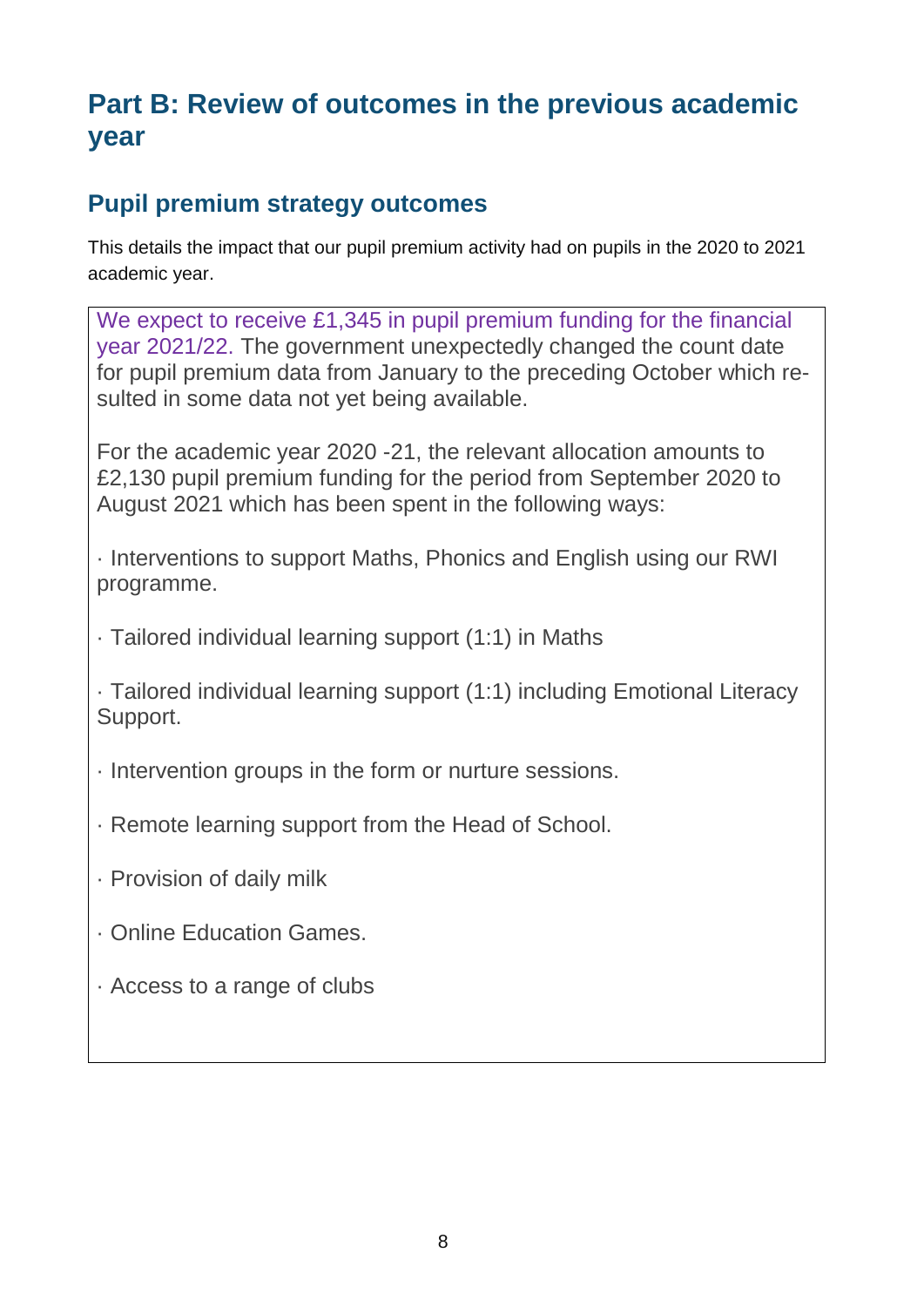## Part B: Review of outcomes in the previous academic year

### Pupil premium strategy outcomes

This details the impact that our pupil premium activity had on pupils in the 2020 to 2021 academic year.

We expect to receive £1,345 in pupil premium funding for the financial year 2021/22. The government unexpectedly changed the count date for pupil premium data from January to the preceding October which resulted in some data not yet being available.

For the academic year 2020 -21, the relevant allocation amounts to £2,130 pupil premium funding for the period from September 2020 to August 2021 which has been spent in the following ways:

· Interventions to support Maths, Phonics and English using our RWI programme.

· Tailored individual learning support (1:1) in Maths

· Tailored individual learning support (1:1) including Emotional Literacy Support.

· Intervention groups in the form or nurture sessions.

· Remote learning support from the Head of School.

· Provision of daily milk

· Online Education Games.

· Access to a range of clubs